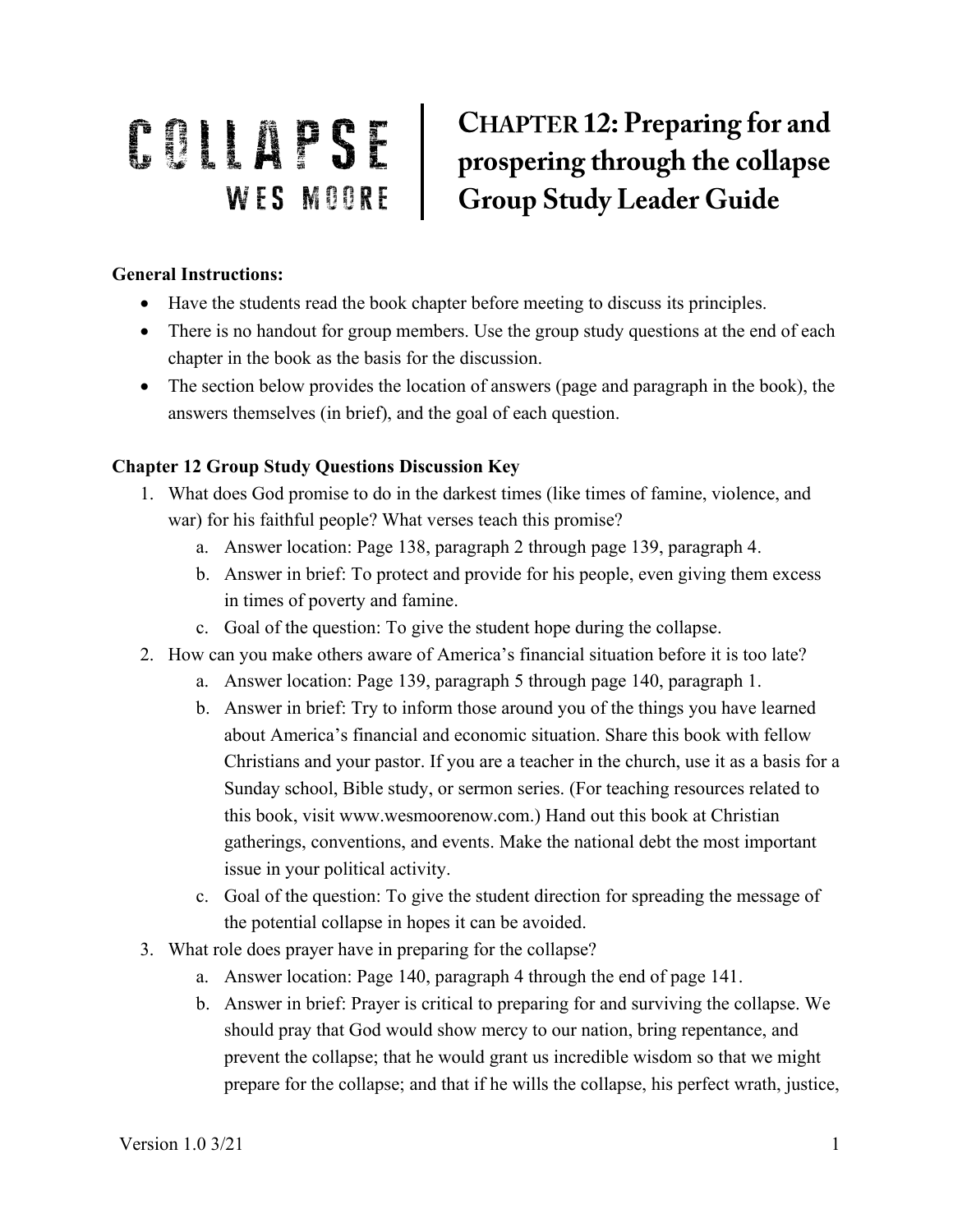# COLLAPSE

WES MOORE

# CHAPTER 12: Preparing for and prospering through the collapse Group Study Leader Guide

**General Instructions:**

- Have the students read the book chapter before meeting to discuss its principles.
- There is no handout for group members. Use the group study questions at the end of each chapter in the book as the basis for the discussion.
- The section below provides the location of answers (page and paragraph in the book), the answers themselves (in brief), and the goal of each question.

**Chapter 12 Group Study Questions Discussion Key**

1. What does God promise to do in the darkest times (like times of famine, violence, and war) for his faithful people? What verses teach this promise?
   a. Answer location: Page 138, paragraph 2 through page 139, paragraph 4.
   b. Answer in brief: To protect and provide for his people, even giving them excess in times of poverty and famine.
   c. Goal of the question: To give the student hope during the collapse.
2. How can you make others aware of America's financial situation before it is too late?
   a. Answer location: Page 139, paragraph 5 through page 140, paragraph 1.
   b. Answer in brief: Try to inform those around you of the things you have learned about America's financial and economic situation. Share this book with fellow Christians and your pastor. If you are a teacher in the church, use it as a basis for a Sunday school, Bible study, or sermon series. (For teaching resources related to this book, visit www.wesmoorenow.com.) Hand out this book at Christian gatherings, conventions, and events. Make the national debt the most important issue in your political activity.
   c. Goal of the question: To give the student direction for spreading the message of the potential collapse in hopes it can be avoided.
3. What role does prayer have in preparing for the collapse?
   a. Answer location: Page 140, paragraph 4 through the end of page 141.
   b. Answer in brief: Prayer is critical to preparing for and surviving the collapse. We should pray that God would show mercy to our nation, bring repentance, and prevent the collapse; that he would grant us incredible wisdom so that we might prepare for the collapse; and that if he wills the collapse, his perfect wrath, justice,

Version 1.0 3/21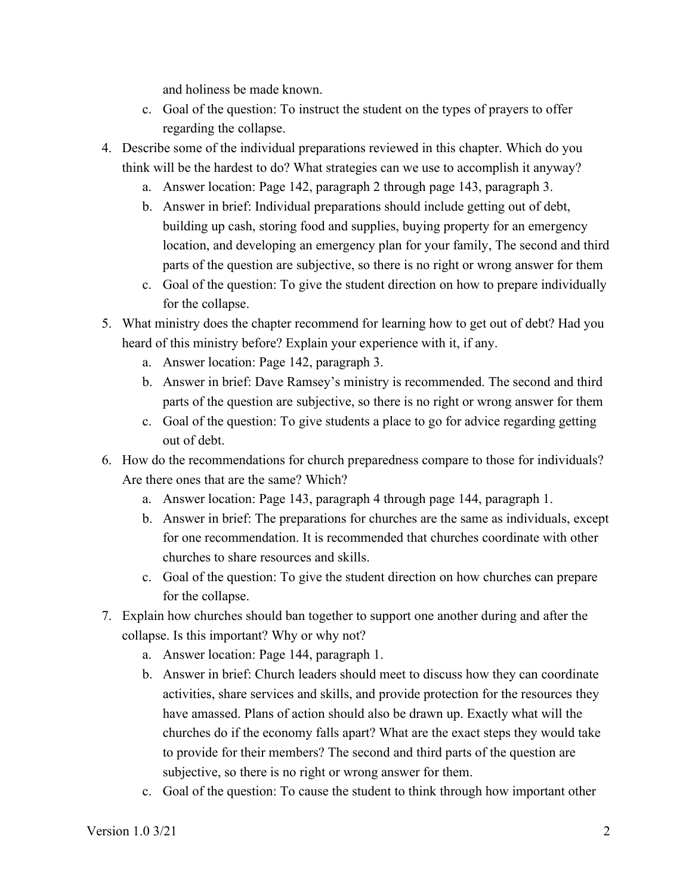and holiness be made known.

   c. Goal of the question: To instruct the student on the types of prayers to offer regarding the collapse.

4. Describe some of the individual preparations reviewed in this chapter. Which do you think will be the hardest to do? What strategies can we use to accomplish it anyway?
   a. Answer location: Page 142, paragraph 2 through page 143, paragraph 3.
   b. Answer in brief: Individual preparations should include getting out of debt, building up cash, storing food and supplies, buying property for an emergency location, and developing an emergency plan for your family, The second and third parts of the question are subjective, so there is no right or wrong answer for them
   c. Goal of the question: To give the student direction on how to prepare individually for the collapse.
5. What ministry does the chapter recommend for learning how to get out of debt? Had you heard of this ministry before? Explain your experience with it, if any.
   a. Answer location: Page 142, paragraph 3.
   b. Answer in brief: Dave Ramsey's ministry is recommended. The second and third parts of the question are subjective, so there is no right or wrong answer for them
   c. Goal of the question: To give students a place to go for advice regarding getting out of debt.
6. How do the recommendations for church preparedness compare to those for individuals? Are there ones that are the same? Which?
   a. Answer location: Page 143, paragraph 4 through page 144, paragraph 1.
   b. Answer in brief: The preparations for churches are the same as individuals, except for one recommendation. It is recommended that churches coordinate with other churches to share resources and skills.
   c. Goal of the question: To give the student direction on how churches can prepare for the collapse.
7. Explain how churches should ban together to support one another during and after the collapse. Is this important? Why or why not?
   a. Answer location: Page 144, paragraph 1.
   b. Answer in brief: Church leaders should meet to discuss how they can coordinate activities, share services and skills, and provide protection for the resources they have amassed. Plans of action should also be drawn up. Exactly what will the churches do if the economy falls apart? What are the exact steps they would take to provide for their members? The second and third parts of the question are subjective, so there is no right or wrong answer for them.
   c. Goal of the question: To cause the student to think through how important other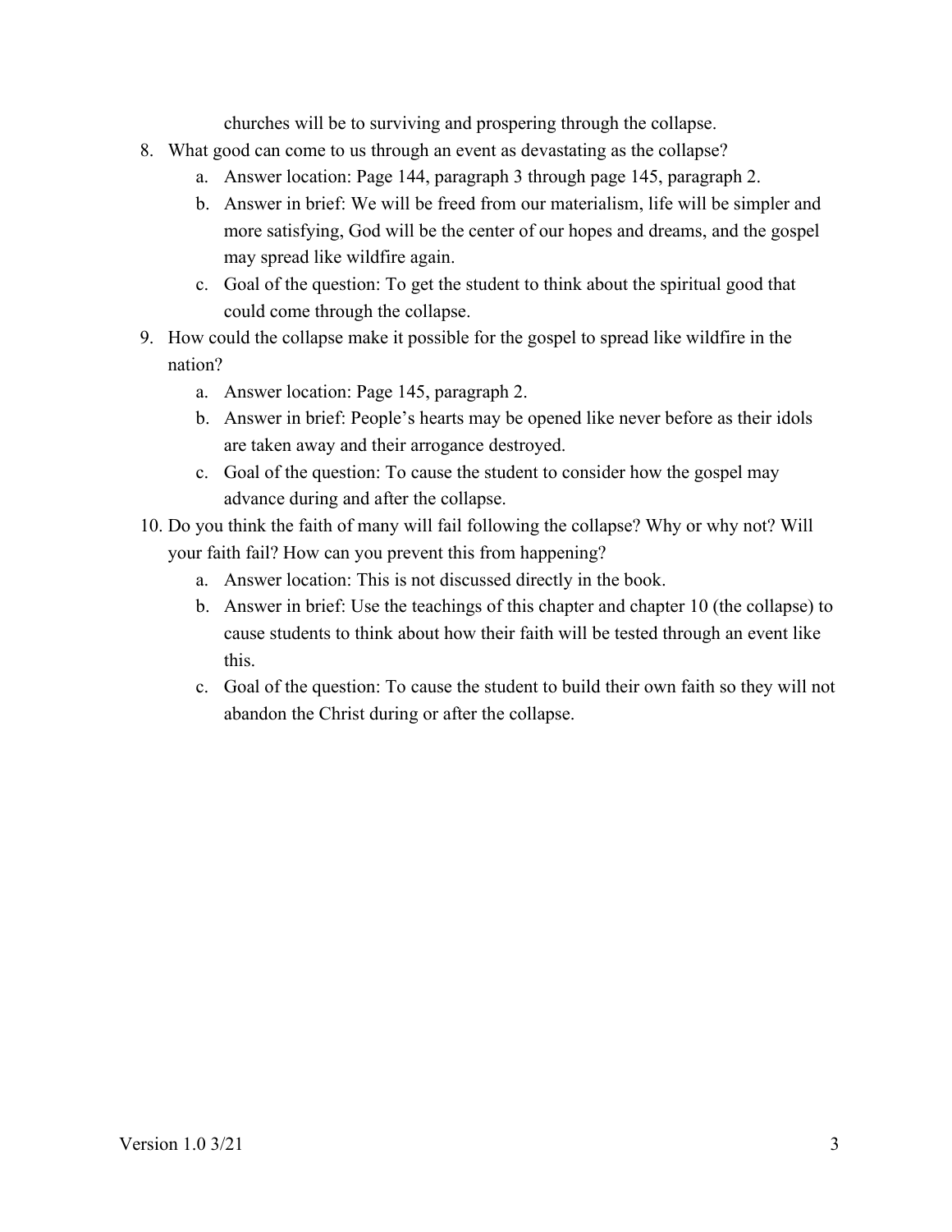churches will be to surviving and prospering through the collapse.

8. What good can come to us through an event as devastating as the collapse?
    a. Answer location: Page 144, paragraph 3 through page 145, paragraph 2.
    b. Answer in brief: We will be freed from our materialism, life will be simpler and more satisfying, God will be the center of our hopes and dreams, and the gospel may spread like wildfire again.
    c. Goal of the question: To get the student to think about the spiritual good that could come through the collapse.
9. How could the collapse make it possible for the gospel to spread like wildfire in the nation?
    a. Answer location: Page 145, paragraph 2.
    b. Answer in brief: People's hearts may be opened like never before as their idols are taken away and their arrogance destroyed.
    c. Goal of the question: To cause the student to consider how the gospel may advance during and after the collapse.
10. Do you think the faith of many will fail following the collapse? Why or why not? Will your faith fail? How can you prevent this from happening?
    a. Answer location: This is not discussed directly in the book.
    b. Answer in brief: Use the teachings of this chapter and chapter 10 (the collapse) to cause students to think about how their faith will be tested through an event like this.
    c. Goal of the question: To cause the student to build their own faith so they will not abandon the Christ during or after the collapse.

Version 1.0 3/21